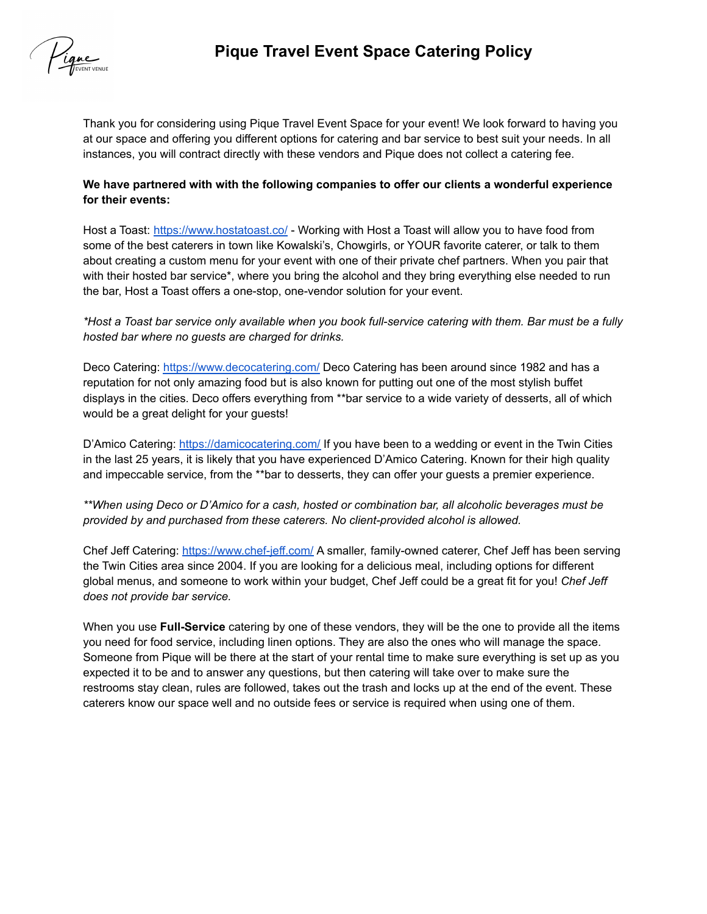# Pique Travel Event Space Catering Policy

Thank you for considering using Pique Travel Event Space for your event! We look forward to having you at our space and offering you different options for catering and bar service to best suit your needs. In all instances, you will contract directly with these vendors and Pique does not collect a catering fee.

**We have partnered with with the following companies to offer our clients a wonderful experience for their events:**

Host a Toast: [https://www.hostatoast.co/](https://www.hostatoast.co/) - Working with Host a Toast will allow you to have food from some of the best caterers in town like Kowalski's, Chowgirls, or YOUR favorite caterer, or talk to them about creating a custom menu for your event with one of their private chef partners. When you pair that with their hosted bar service*, where you bring the alcohol and they bring everything else needed to run the bar, Host a Toast offers a one-stop, one-vendor solution for your event.

*\*Host a Toast bar service only available when you book full-service catering with them. Bar must be a fully hosted bar where no guests are charged for drinks.*

Deco Catering: [https://www.decocatering.com/](https://www.decocatering.com/) Deco Catering has been around since 1982 and has a reputation for not only amazing food but is also known for putting out one of the most stylish buffet displays in the cities. Deco offers everything from **bar service to a wide variety of desserts, all of which would be a great delight for your guests!

D'Amico Catering: [https://damicocatering.com/](https://damicocatering.com/) If you have been to a wedding or event in the Twin Cities in the last 25 years, it is likely that you have experienced D'Amico Catering. Known for their high quality and impeccable service, from the **bar to desserts, they can offer your guests a premier experience.

*\*\*When using Deco or D'Amico for a cash, hosted or combination bar, all alcoholic beverages must be provided by and purchased from these caterers. No client-provided alcohol is allowed.*

Chef Jeff Catering: [https://www.chef-jeff.com/](https://www.chef-jeff.com/) A smaller, family-owned caterer, Chef Jeff has been serving the Twin Cities area since 2004. If you are looking for a delicious meal, including options for different global menus, and someone to work within your budget, Chef Jeff could be a great fit for you! *Chef Jeff does not provide bar service.*

When you use **Full-Service** catering by one of these vendors, they will be the one to provide all the items you need for food service, including linen options. They are also the ones who will manage the space. Someone from Pique will be there at the start of your rental time to make sure everything is set up as you expected it to be and to answer any questions, but then catering will take over to make sure the restrooms stay clean, rules are followed, takes out the trash and locks up at the end of the event. These caterers know our space well and no outside fees or service is required when using one of them.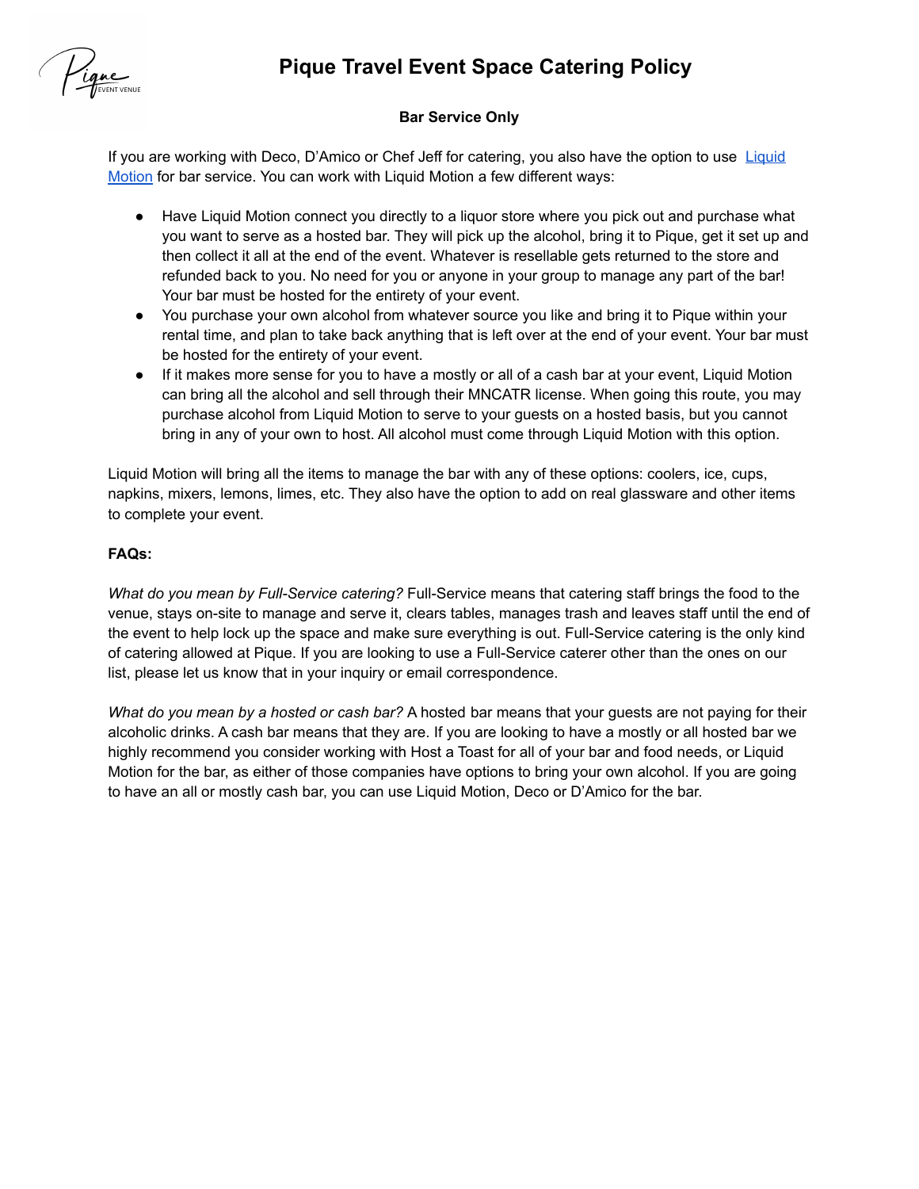# Pique Travel Event Space Catering Policy

### Bar Service Only

If you are working with Deco, D'Amico or Chef Jeff for catering, you also have the option to use Liquid Motion for bar service. You can work with Liquid Motion a few different ways:

- Have Liquid Motion connect you directly to a liquor store where you pick out and purchase what you want to serve as a hosted bar. They will pick up the alcohol, bring it to Pique, get it set up and then collect it all at the end of the event. Whatever is resellable gets returned to the store and refunded back to you. No need for you or anyone in your group to manage any part of the bar! Your bar must be hosted for the entirety of your event.
- You purchase your own alcohol from whatever source you like and bring it to Pique within your rental time, and plan to take back anything that is left over at the end of your event. Your bar must be hosted for the entirety of your event.
- If it makes more sense for you to have a mostly or all of a cash bar at your event, Liquid Motion can bring all the alcohol and sell through their MNCATR license. When going this route, you may purchase alcohol from Liquid Motion to serve to your guests on a hosted basis, but you cannot bring in any of your own to host. All alcohol must come through Liquid Motion with this option.

Liquid Motion will bring all the items to manage the bar with any of these options: coolers, ice, cups, napkins, mixers, lemons, limes, etc. They also have the option to add on real glassware and other items to complete your event.

**FAQs:**

*What do you mean by Full-Service catering?* Full-Service means that catering staff brings the food to the venue, stays on-site to manage and serve it, clears tables, manages trash and leaves staff until the end of the event to help lock up the space and make sure everything is out. Full-Service catering is the only kind of catering allowed at Pique. If you are looking to use a Full-Service caterer other than the ones on our list, please let us know that in your inquiry or email correspondence.

*What do you mean by a hosted or cash bar?* A hosted bar means that your guests are not paying for their alcoholic drinks. A cash bar means that they are. If you are looking to have a mostly or all hosted bar we highly recommend you consider working with Host a Toast for all of your bar and food needs, or Liquid Motion for the bar, as either of those companies have options to bring your own alcohol. If you are going to have an all or mostly cash bar, you can use Liquid Motion, Deco or D'Amico for the bar.